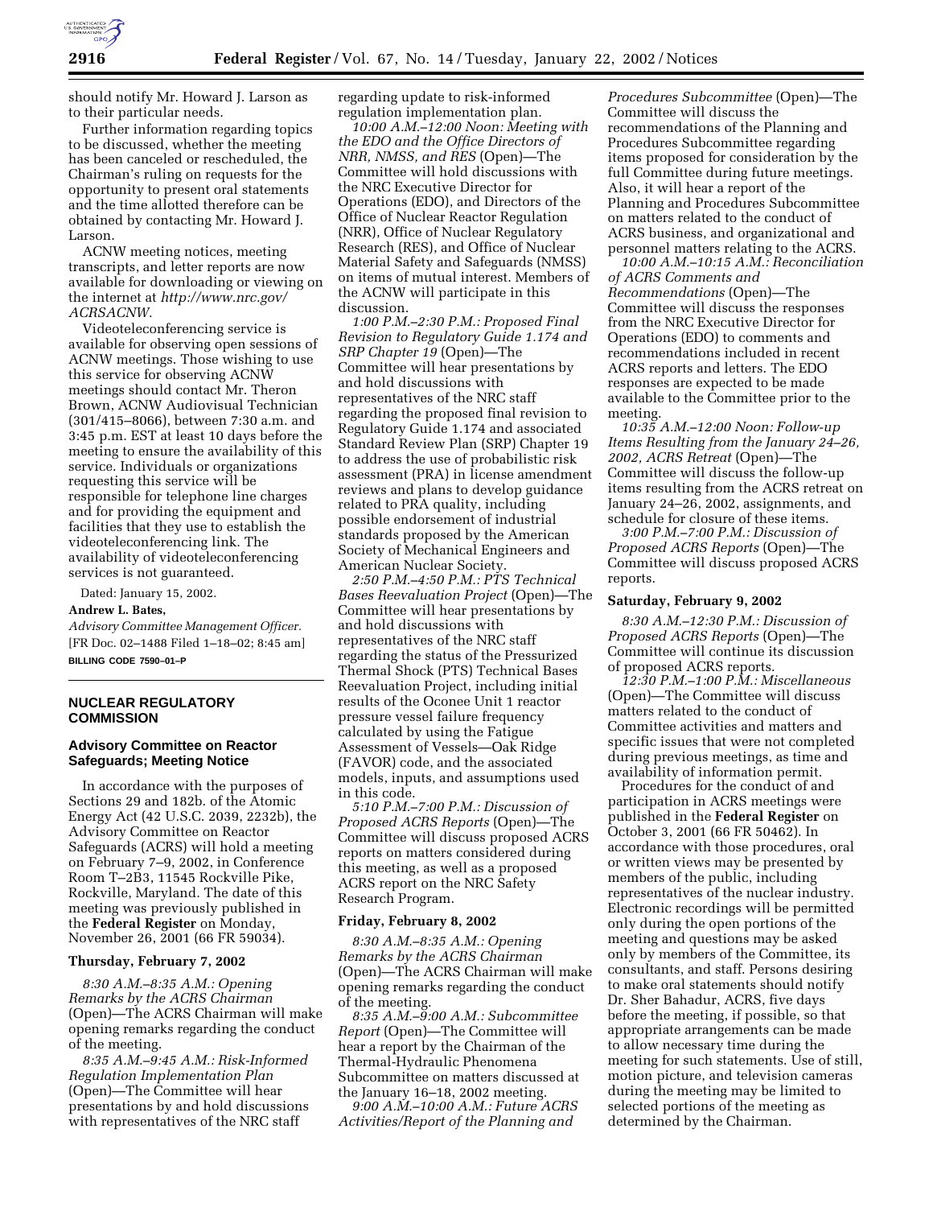should notify Mr. Howard J. Larson as to their particular needs.

Further information regarding topics to be discussed, whether the meeting has been canceled or rescheduled, the Chairman's ruling on requests for the opportunity to present oral statements and the time allotted therefore can be obtained by contacting Mr. Howard J. Larson.

ACNW meeting notices, meeting transcripts, and letter reports are now available for downloading or viewing on the internet at *http://www.nrc.gov/ACRSACNW.*

Videoteleconferencing service is available for observing open sessions of ACNW meetings. Those wishing to use this service for observing ACNW meetings should contact Mr. Theron Brown, ACNW Audiovisual Technician (301/415–8066), between 7:30 a.m. and 3:45 p.m. EST at least 10 days before the meeting to ensure the availability of this service. Individuals or organizations requesting this service will be responsible for telephone line charges and for providing the equipment and facilities that they use to establish the videoteleconferencing link. The availability of videoteleconferencing services is not guaranteed.

Dated: January 15, 2002.

**Andrew L. Bates,**

*Advisory Committee Management Officer.*

[FR Doc. 02–1488 Filed 1–18–02; 8:45 am]

**BILLING CODE 7590–01–P**

---

## NUCLEAR REGULATORY COMMISSION

### Advisory Committee on Reactor Safeguards; Meeting Notice

In accordance with the purposes of Sections 29 and 182b. of the Atomic Energy Act (42 U.S.C. 2039, 2232b), the Advisory Committee on Reactor Safeguards (ACRS) will hold a meeting on February 7–9, 2002, in Conference Room T–2B3, 11545 Rockville Pike, Rockville, Maryland. The date of this meeting was previously published in the **Federal Register** on Monday, November 26, 2001 (66 FR 59034).

#### Thursday, February 7, 2002

*8:30 A.M.–8:35 A.M.: Opening Remarks by the ACRS Chairman* (Open)—The ACRS Chairman will make opening remarks regarding the conduct of the meeting.

*8:35 A.M.–9:45 A.M.: Risk-Informed Regulation Implementation Plan* (Open)—The Committee will hear presentations by and hold discussions with representatives of the NRC staff regarding update to risk-informed regulation implementation plan.

*10:00 A.M.–12:00 Noon: Meeting with the EDO and the Office Directors of NRR, NMSS, and RES* (Open)—The Committee will hold discussions with the NRC Executive Director for Operations (EDO), and Directors of the Office of Nuclear Reactor Regulation (NRR), Office of Nuclear Regulatory Research (RES), and Office of Nuclear Material Safety and Safeguards (NMSS) on items of mutual interest. Members of the ACNW will participate in this discussion.

*1:00 P.M.–2:30 P.M.: Proposed Final Revision to Regulatory Guide 1.174 and SRP Chapter 19* (Open)—The Committee will hear presentations by and hold discussions with representatives of the NRC staff regarding the proposed final revision to Regulatory Guide 1.174 and associated Standard Review Plan (SRP) Chapter 19 to address the use of probabilistic risk assessment (PRA) in license amendment reviews and plans to develop guidance related to PRA quality, including possible endorsement of industrial standards proposed by the American Society of Mechanical Engineers and American Nuclear Society.

*2:50 P.M.–4:50 P.M.: PTS Technical Bases Reevaluation Project* (Open)—The Committee will hear presentations by and hold discussions with representatives of the NRC staff regarding the status of the Pressurized Thermal Shock (PTS) Technical Bases Reevaluation Project, including initial results of the Oconee Unit 1 reactor pressure vessel failure frequency calculated by using the Fatigue Assessment of Vessels—Oak Ridge (FAVOR) code, and the associated models, inputs, and assumptions used in this code.

*5:10 P.M.–7:00 P.M.: Discussion of Proposed ACRS Reports* (Open)—The Committee will discuss proposed ACRS reports on matters considered during this meeting, as well as a proposed ACRS report on the NRC Safety Research Program.

#### Friday, February 8, 2002

*8:30 A.M.–8:35 A.M.: Opening Remarks by the ACRS Chairman* (Open)—The ACRS Chairman will make opening remarks regarding the conduct of the meeting.

*8:35 A.M.–9:00 A.M.: Subcommittee Report* (Open)—The Committee will hear a report by the Chairman of the Thermal-Hydraulic Phenomena Subcommittee on matters discussed at the January 16–18, 2002 meeting.

*9:00 A.M.–10:00 A.M.: Future ACRS Activities/Report of the Planning and Procedures Subcommittee* (Open)—The Committee will discuss the recommendations of the Planning and Procedures Subcommittee regarding items proposed for consideration by the full Committee during future meetings. Also, it will hear a report of the Planning and Procedures Subcommittee on matters related to the conduct of ACRS business, and organizational and personnel matters relating to the ACRS.

*10:00 A.M.–10:15 A.M.: Reconciliation of ACRS Comments and Recommendations* (Open)—The Committee will discuss the responses from the NRC Executive Director for Operations (EDO) to comments and recommendations included in recent ACRS reports and letters. The EDO responses are expected to be made available to the Committee prior to the meeting.

*10:35 A.M.–12:00 Noon: Follow-up Items Resulting from the January 24–26, 2002, ACRS Retreat* (Open)—The Committee will discuss the follow-up items resulting from the ACRS retreat on January 24–26, 2002, assignments, and schedule for closure of these items.

*3:00 P.M.–7:00 P.M.: Discussion of Proposed ACRS Reports* (Open)—The Committee will discuss proposed ACRS reports.

#### Saturday, February 9, 2002

*8:30 A.M.–12:30 P.M.: Discussion of Proposed ACRS Reports* (Open)—The Committee will continue its discussion of proposed ACRS reports.

*12:30 P.M.–1:00 P.M.: Miscellaneous* (Open)—The Committee will discuss matters related to the conduct of Committee activities and matters and specific issues that were not completed during previous meetings, as time and availability of information permit.

Procedures for the conduct of and participation in ACRS meetings were published in the **Federal Register** on October 3, 2001 (66 FR 50462). In accordance with those procedures, oral or written views may be presented by members of the public, including representatives of the nuclear industry. Electronic recordings will be permitted only during the open portions of the meeting and questions may be asked only by members of the Committee, its consultants, and staff. Persons desiring to make oral statements should notify Dr. Sher Bahadur, ACRS, five days before the meeting, if possible, so that appropriate arrangements can be made to allow necessary time during the meeting for such statements. Use of still, motion picture, and television cameras during the meeting may be limited to selected portions of the meeting as determined by the Chairman.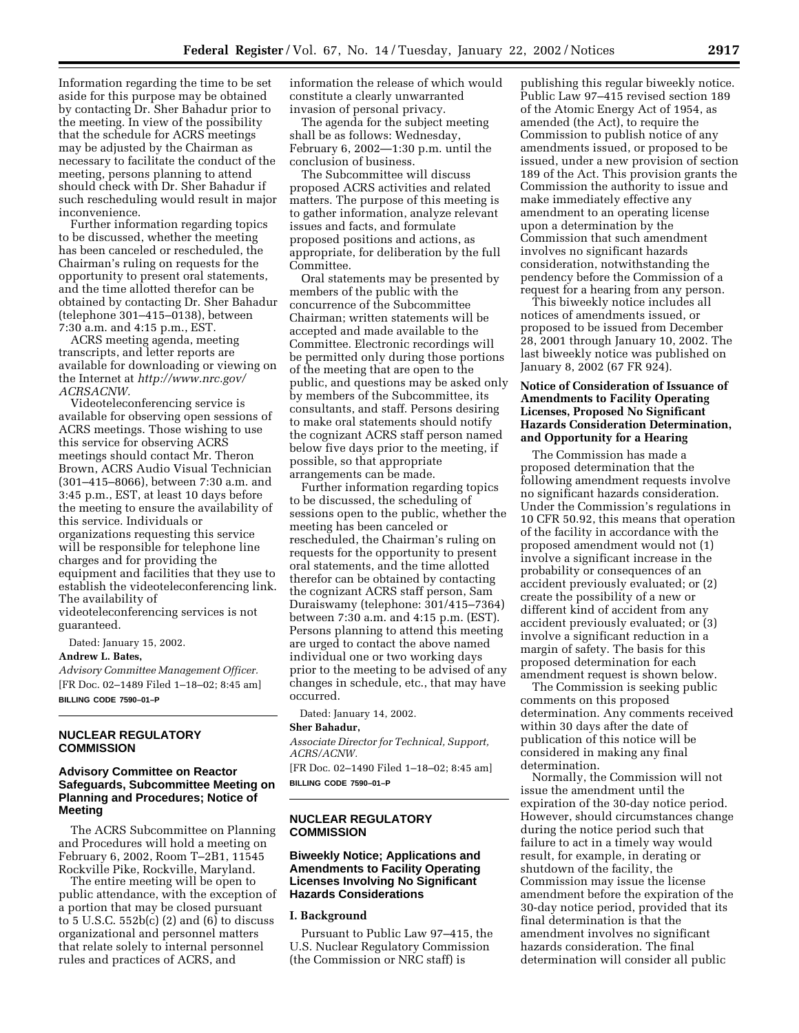Information regarding the time to be set aside for this purpose may be obtained by contacting Dr. Sher Bahadur prior to the meeting. In view of the possibility that the schedule for ACRS meetings may be adjusted by the Chairman as necessary to facilitate the conduct of the meeting, persons planning to attend should check with Dr. Sher Bahadur if such rescheduling would result in major inconvenience.

Further information regarding topics to be discussed, whether the meeting has been canceled or rescheduled, the Chairman's ruling on requests for the opportunity to present oral statements, and the time allotted therefor can be obtained by contacting Dr. Sher Bahadur (telephone 301–415–0138), between 7:30 a.m. and 4:15 p.m., EST.

ACRS meeting agenda, meeting transcripts, and letter reports are available for downloading or viewing on the Internet at *http://www.nrc.gov/ACRSACNW.*

Videoteleconferencing service is available for observing open sessions of ACRS meetings. Those wishing to use this service for observing ACRS meetings should contact Mr. Theron Brown, ACRS Audio Visual Technician (301–415–8066), between 7:30 a.m. and 3:45 p.m., EST, at least 10 days before the meeting to ensure the availability of this service. Individuals or organizations requesting this service will be responsible for telephone line charges and for providing the equipment and facilities that they use to establish the videoteleconferencing link. The availability of videoteleconferencing services is not guaranteed.

Dated: January 15, 2002.

**Andrew L. Bates,**

*Advisory Committee Management Officer.*

[FR Doc. 02–1489 Filed 1–18–02; 8:45 am]

**BILLING CODE 7590–01–P**

## NUCLEAR REGULATORY COMMISSION

### Advisory Committee on Reactor Safeguards, Subcommittee Meeting on Planning and Procedures; Notice of Meeting

The ACRS Subcommittee on Planning and Procedures will hold a meeting on February 6, 2002, Room T–2B1, 11545 Rockville Pike, Rockville, Maryland.

The entire meeting will be open to public attendance, with the exception of a portion that may be closed pursuant to 5 U.S.C. 552b(c) (2) and (6) to discuss organizational and personnel matters that relate solely to internal personnel rules and practices of ACRS, and information the release of which would constitute a clearly unwarranted invasion of personal privacy.

The agenda for the subject meeting shall be as follows: Wednesday, February 6, 2002—1:30 p.m. until the conclusion of business.

The Subcommittee will discuss proposed ACRS activities and related matters. The purpose of this meeting is to gather information, analyze relevant issues and facts, and formulate proposed positions and actions, as appropriate, for deliberation by the full Committee.

Oral statements may be presented by members of the public with the concurrence of the Subcommittee Chairman; written statements will be accepted and made available to the Committee. Electronic recordings will be permitted only during those portions of the meeting that are open to the public, and questions may be asked only by members of the Subcommittee, its consultants, and staff. Persons desiring to make oral statements should notify the cognizant ACRS staff person named below five days prior to the meeting, if possible, so that appropriate arrangements can be made.

Further information regarding topics to be discussed, the scheduling of sessions open to the public, whether the meeting has been canceled or rescheduled, the Chairman's ruling on requests for the opportunity to present oral statements, and the time allotted therefor can be obtained by contacting the cognizant ACRS staff person, Sam Duraiswamy (telephone: 301/415–7364) between 7:30 a.m. and 4:15 p.m. (EST). Persons planning to attend this meeting are urged to contact the above named individual one or two working days prior to the meeting to be advised of any changes in schedule, etc., that may have occurred.

Dated: January 14, 2002.

**Sher Bahadur,**

*Associate Director for Technical, Support, ACRS/ACNW.*

[FR Doc. 02–1490 Filed 1–18–02; 8:45 am]

**BILLING CODE 7590–01–P**

## NUCLEAR REGULATORY COMMISSION

### Biweekly Notice; Applications and Amendments to Facility Operating Licenses Involving No Significant Hazards Considerations

#### I. Background

Pursuant to Public Law 97–415, the U.S. Nuclear Regulatory Commission (the Commission or NRC staff) is publishing this regular biweekly notice. Public Law 97–415 revised section 189 of the Atomic Energy Act of 1954, as amended (the Act), to require the Commission to publish notice of any amendments issued, or proposed to be issued, under a new provision of section 189 of the Act. This provision grants the Commission the authority to issue and make immediately effective any amendment to an operating license upon a determination by the Commission that such amendment involves no significant hazards consideration, notwithstanding the pendency before the Commission of a request for a hearing from any person.

This biweekly notice includes all notices of amendments issued, or proposed to be issued from December 28, 2001 through January 10, 2002. The last biweekly notice was published on January 8, 2002 (67 FR 924).

#### Notice of Consideration of Issuance of Amendments to Facility Operating Licenses, Proposed No Significant Hazards Consideration Determination, and Opportunity for a Hearing

The Commission has made a proposed determination that the following amendment requests involve no significant hazards consideration. Under the Commission's regulations in 10 CFR 50.92, this means that operation of the facility in accordance with the proposed amendment would not (1) involve a significant increase in the probability or consequences of an accident previously evaluated; or (2) create the possibility of a new or different kind of accident from any accident previously evaluated; or (3) involve a significant reduction in a margin of safety. The basis for this proposed determination for each amendment request is shown below.

The Commission is seeking public comments on this proposed determination. Any comments received within 30 days after the date of publication of this notice will be considered in making any final determination.

Normally, the Commission will not issue the amendment until the expiration of the 30-day notice period. However, should circumstances change during the notice period such that failure to act in a timely way would result, for example, in derating or shutdown of the facility, the Commission may issue the license amendment before the expiration of the 30-day notice period, provided that its final determination is that the amendment involves no significant hazards consideration. The final determination will consider all public